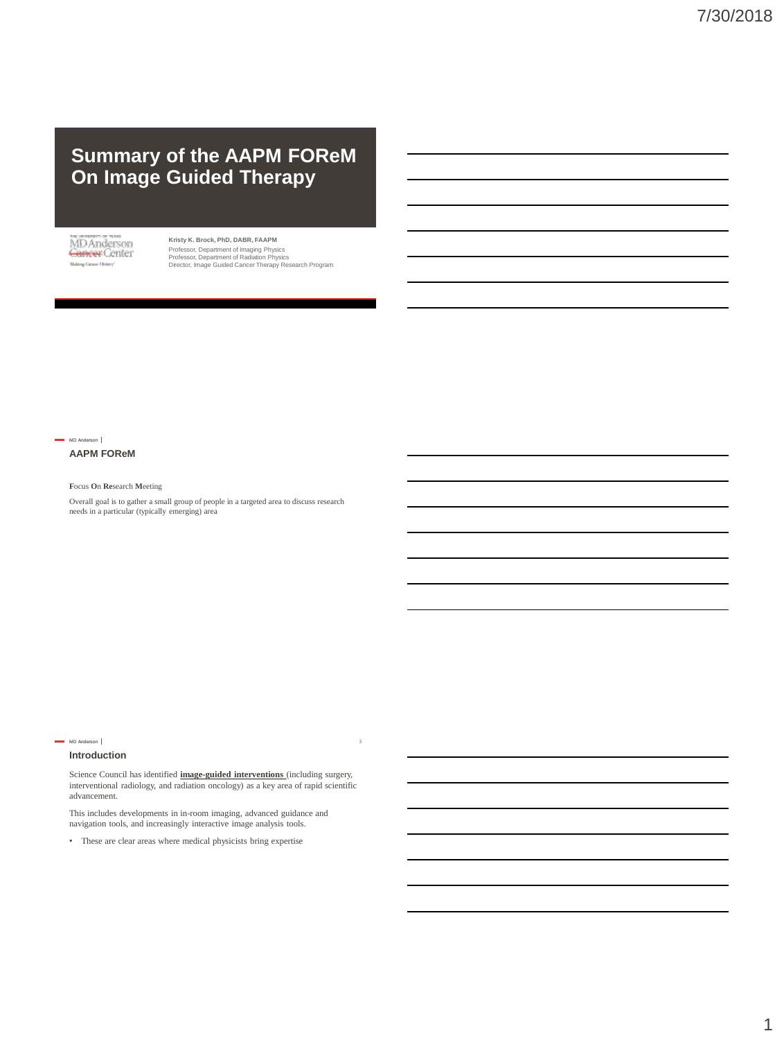# Summary of the AAPM FOReM On Image Guided Therapy

**Kristy K. Brock, PhD, DABR, FAAPM**
Professor, Department of Imaging Physics
Professor, Department of Radiation Physics
Director, Image Guided Cancer Therapy Research Program

## AAPM FOReM

**F**ocus **O**n **Re**search **M**eeting

Overall goal is to gather a small group of people in a targeted area to discuss research needs in a particular (typically emerging) area

## Introduction

Science Council has identified **image-guided interventions** (including surgery, interventional radiology, and radiation oncology) as a key area of rapid scientific advancement.

This includes developments in in-room imaging, advanced guidance and navigation tools, and increasingly interactive image analysis tools.

- These are clear areas where medical physicists bring expertise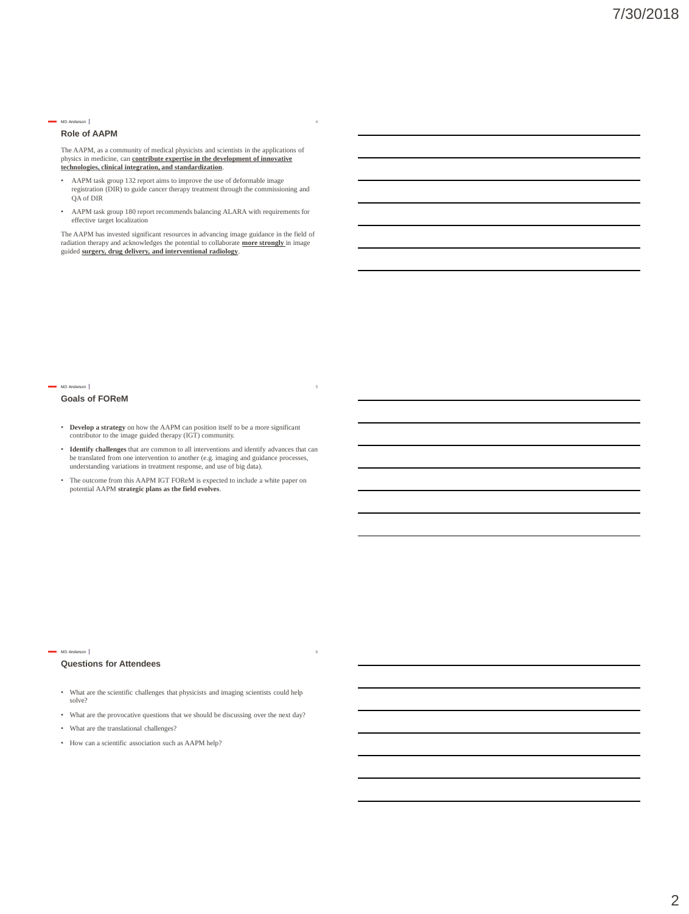## Role of AAPM

The AAPM, as a community of medical physicists and scientists in the applications of physics in medicine, can **contribute expertise in the development of innovative technologies, clinical integration, and standardization**.

- AAPM task group 132 report aims to improve the use of deformable image registration (DIR) to guide cancer therapy treatment through the commissioning and QA of DIR
- AAPM task group 180 report recommends balancing ALARA with requirements for effective target localization

The AAPM has invested significant resources in advancing image guidance in the field of radiation therapy and acknowledges the potential to collaborate **more strongly** in image guided **surgery, drug delivery, and interventional radiology**.

## Goals of FOReM

- **Develop a strategy** on how the AAPM can position itself to be a more significant contributor to the image guided therapy (IGT) community.
- **Identify challenges** that are common to all interventions and identify advances that can be translated from one intervention to another (e.g. imaging and guidance processes, understanding variations in treatment response, and use of big data).
- The outcome from this AAPM IGT FOReM is expected to include a white paper on potential AAPM **strategic plans as the field evolves**.

## Questions for Attendees

- What are the scientific challenges that physicists and imaging scientists could help solve?
- What are the provocative questions that we should be discussing over the next day?
- What are the translational challenges?
- How can a scientific association such as AAPM help?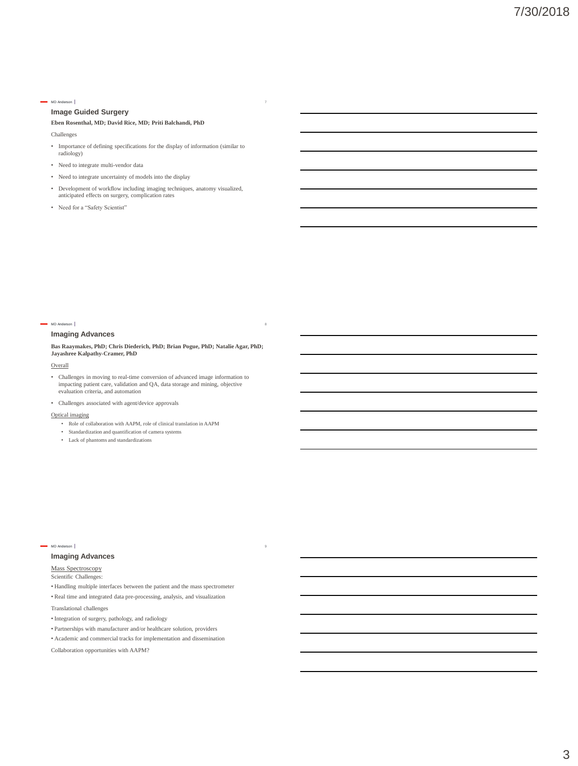## Image Guided Surgery

**Eben Rosenthal, MD; David Rice, MD; Priti Balchandi, PhD**

Challenges

- Importance of defining specifications for the display of information (similar to radiology)
- Need to integrate multi-vendor data
- Need to integrate uncertainty of models into the display
- Development of workflow including imaging techniques, anatomy visualized, anticipated effects on surgery, complication rates
- Need for a "Safety Scientist"

## Imaging Advances

**Bas Raaymakes, PhD; Chris Diederich, PhD; Brian Pogue, PhD; Natalie Agar, PhD; Jayashree Kalpathy-Cramer, PhD**

Overall

- Challenges in moving to real-time conversion of advanced image information to impacting patient care, validation and QA, data storage and mining, objective evaluation criteria, and automation
- Challenges associated with agent/device approvals

Optical imaging

- Role of collaboration with AAPM, role of clinical translation in AAPM
- Standardization and quantification of camera systems
- Lack of phantoms and standardizations

## Imaging Advances

Mass Spectroscopy

Scientific Challenges:

- Handling multiple interfaces between the patient and the mass spectrometer
- Real time and integrated data pre-processing, analysis, and visualization

Translational challenges

- Integration of surgery, pathology, and radiology
- Partnerships with manufacturer and/or healthcare solution, providers
- Academic and commercial tracks for implementation and dissemination

Collaboration opportunities with AAPM?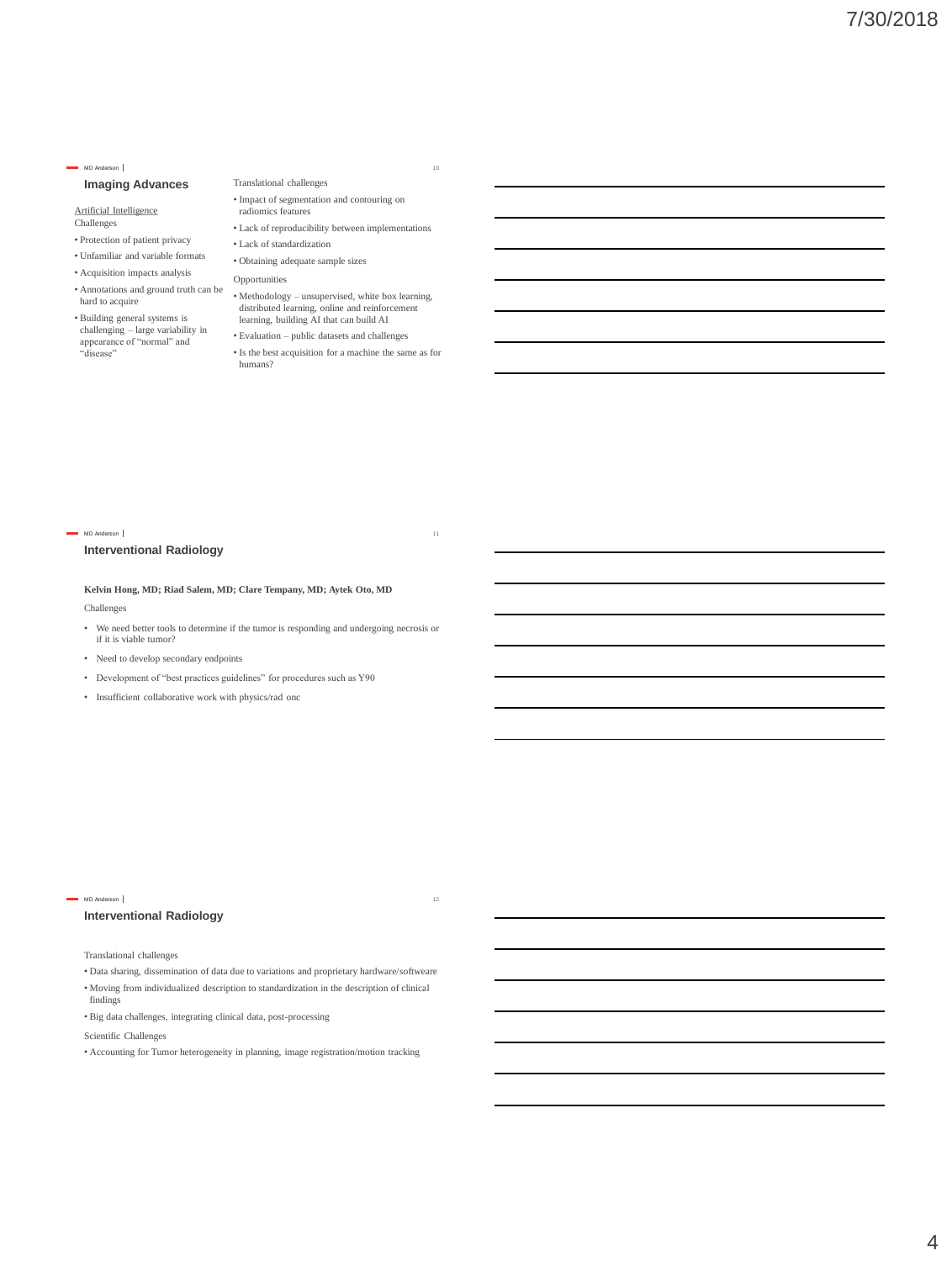## Imaging Advances

Artificial Intelligence

Challenges

- Protection of patient privacy
- Unfamiliar and variable formats
- Acquisition impacts analysis
- Annotations and ground truth can be hard to acquire
- Building general systems is challenging – large variability in appearance of "normal" and "disease"

Translational challenges

- Impact of segmentation and contouring on radiomics features
- Lack of reproducibility between implementations
- Lack of standardization
- Obtaining adequate sample sizes

Opportunities

- Methodology – unsupervised, white box learning, distributed learning, online and reinforcement learning, building AI that can build AI
- Evaluation – public datasets and challenges
- Is the best acquisition for a machine the same as for humans?

## Interventional Radiology

**Kelvin Hong, MD; Riad Salem, MD; Clare Tempany, MD; Aytek Oto, MD**

Challenges

- We need better tools to determine if the tumor is responding and undergoing necrosis or if it is viable tumor?
- Need to develop secondary endpoints
- Development of "best practices guidelines" for procedures such as Y90
- Insufficient collaborative work with physics/rad onc

## Interventional Radiology

Translational challenges

- Data sharing, dissemination of data due to variations and proprietary hardware/softweare
- Moving from individualized description to standardization in the description of clinical findings
- Big data challenges, integrating clinical data, post-processing

Scientific Challenges

- Accounting for Tumor heterogeneity in planning, image registration/motion tracking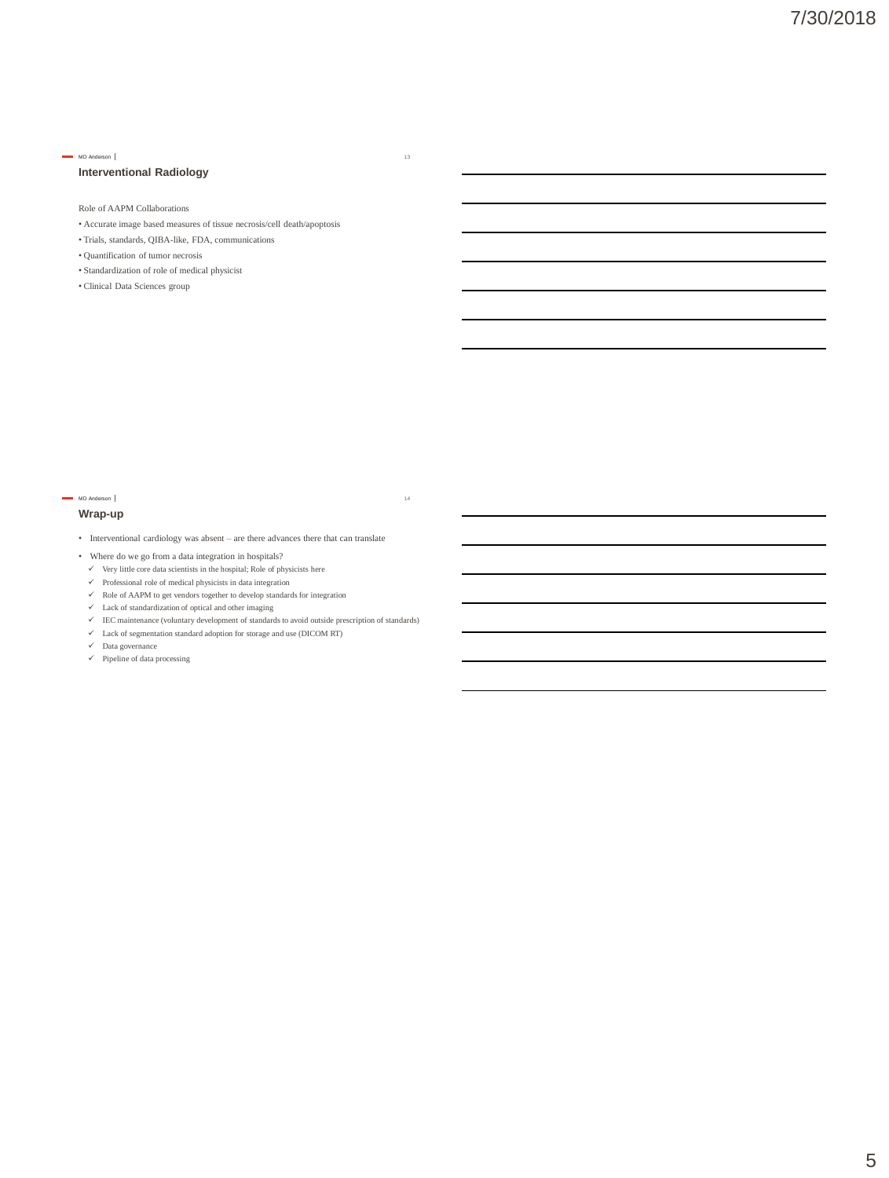## Interventional Radiology

Role of AAPM Collaborations

- Accurate image based measures of tissue necrosis/cell death/apoptosis
- Trials, standards, QIBA-like, FDA, communications
- Quantification of tumor necrosis
- Standardization of role of medical physicist
- Clinical Data Sciences group

## Wrap-up

- Interventional cardiology was absent – are there advances there that can translate
- Where do we go from a data integration in hospitals?
  - ✓ Very little core data scientists in the hospital; Role of physicists here
  - ✓ Professional role of medical physicists in data integration
  - ✓ Role of AAPM to get vendors together to develop standards for integration
  - ✓ Lack of standardization of optical and other imaging
  - ✓ IEC maintenance (voluntary development of standards to avoid outside prescription of standards)
  - ✓ Lack of segmentation standard adoption for storage and use (DICOM RT)
  - ✓ Data governance
  - ✓ Pipeline of data processing